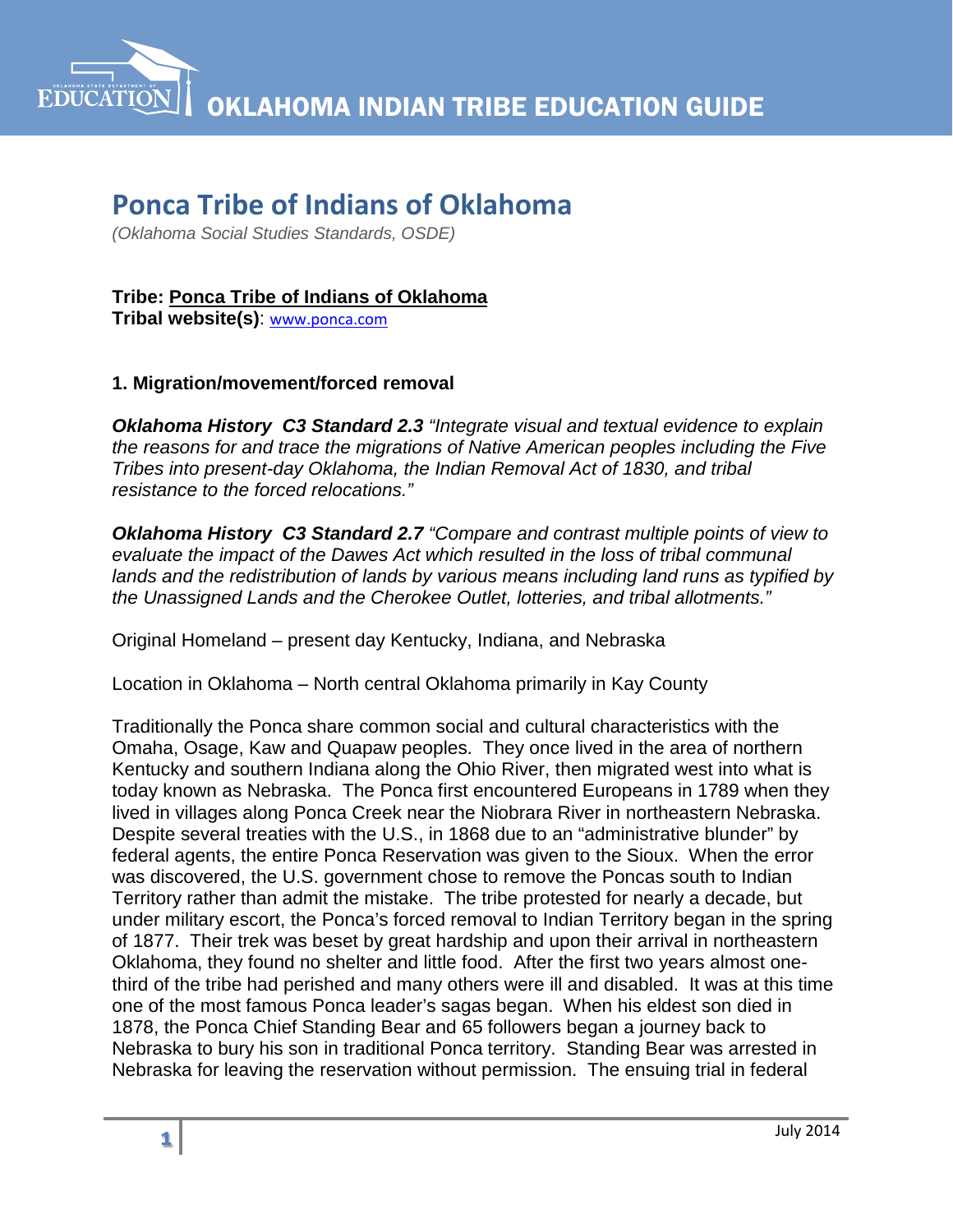# Ponca Tribe of Indians of Oklahoma

*(Oklahoma Social Studies Standards, OSDE)*

**Tribe: Ponca Tribe of Indians of Oklahoma**
**Tribal website(s)**: www.ponca.com

### 1. Migration/movement/forced removal

***Oklahoma History C3 Standard 2.3*** *"Integrate visual and textual evidence to explain the reasons for and trace the migrations of Native American peoples including the Five Tribes into present-day Oklahoma, the Indian Removal Act of 1830, and tribal resistance to the forced relocations."*

***Oklahoma History C3 Standard 2.7*** *"Compare and contrast multiple points of view to evaluate the impact of the Dawes Act which resulted in the loss of tribal communal lands and the redistribution of lands by various means including land runs as typified by the Unassigned Lands and the Cherokee Outlet, lotteries, and tribal allotments."*

Original Homeland – present day Kentucky, Indiana, and Nebraska

Location in Oklahoma – North central Oklahoma primarily in Kay County

Traditionally the Ponca share common social and cultural characteristics with the Omaha, Osage, Kaw and Quapaw peoples. They once lived in the area of northern Kentucky and southern Indiana along the Ohio River, then migrated west into what is today known as Nebraska. The Ponca first encountered Europeans in 1789 when they lived in villages along Ponca Creek near the Niobrara River in northeastern Nebraska. Despite several treaties with the U.S., in 1868 due to an "administrative blunder" by federal agents, the entire Ponca Reservation was given to the Sioux. When the error was discovered, the U.S. government chose to remove the Poncas south to Indian Territory rather than admit the mistake. The tribe protested for nearly a decade, but under military escort, the Ponca's forced removal to Indian Territory began in the spring of 1877. Their trek was beset by great hardship and upon their arrival in northeastern Oklahoma, they found no shelter and little food. After the first two years almost one-third of the tribe had perished and many others were ill and disabled. It was at this time one of the most famous Ponca leader's sagas began. When his eldest son died in 1878, the Ponca Chief Standing Bear and 65 followers began a journey back to Nebraska to bury his son in traditional Ponca territory. Standing Bear was arrested in Nebraska for leaving the reservation without permission. The ensuing trial in federal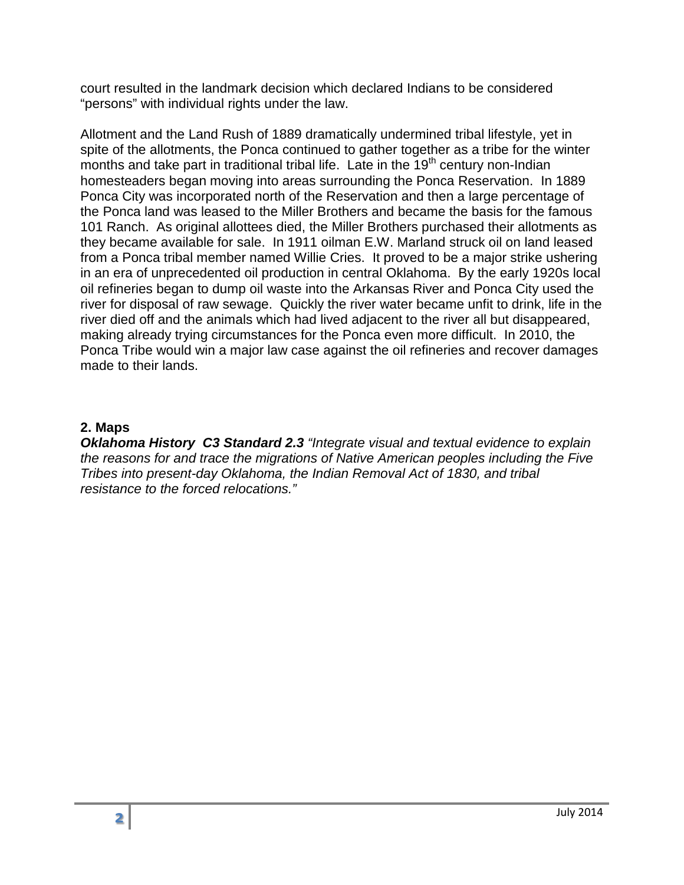court resulted in the landmark decision which declared Indians to be considered "persons" with individual rights under the law.

Allotment and the Land Rush of 1889 dramatically undermined tribal lifestyle, yet in spite of the allotments, the Ponca continued to gather together as a tribe for the winter months and take part in traditional tribal life. Late in the 19th century non-Indian homesteaders began moving into areas surrounding the Ponca Reservation. In 1889 Ponca City was incorporated north of the Reservation and then a large percentage of the Ponca land was leased to the Miller Brothers and became the basis for the famous 101 Ranch. As original allottees died, the Miller Brothers purchased their allotments as they became available for sale. In 1911 oilman E.W. Marland struck oil on land leased from a Ponca tribal member named Willie Cries. It proved to be a major strike ushering in an era of unprecedented oil production in central Oklahoma. By the early 1920s local oil refineries began to dump oil waste into the Arkansas River and Ponca City used the river for disposal of raw sewage. Quickly the river water became unfit to drink, life in the river died off and the animals which had lived adjacent to the river all but disappeared, making already trying circumstances for the Ponca even more difficult. In 2010, the Ponca Tribe would win a major law case against the oil refineries and recover damages made to their lands.

**2. Maps**

***Oklahoma History C3 Standard 2.3*** *"Integrate visual and textual evidence to explain the reasons for and trace the migrations of Native American peoples including the Five Tribes into present-day Oklahoma, the Indian Removal Act of 1830, and tribal resistance to the forced relocations."*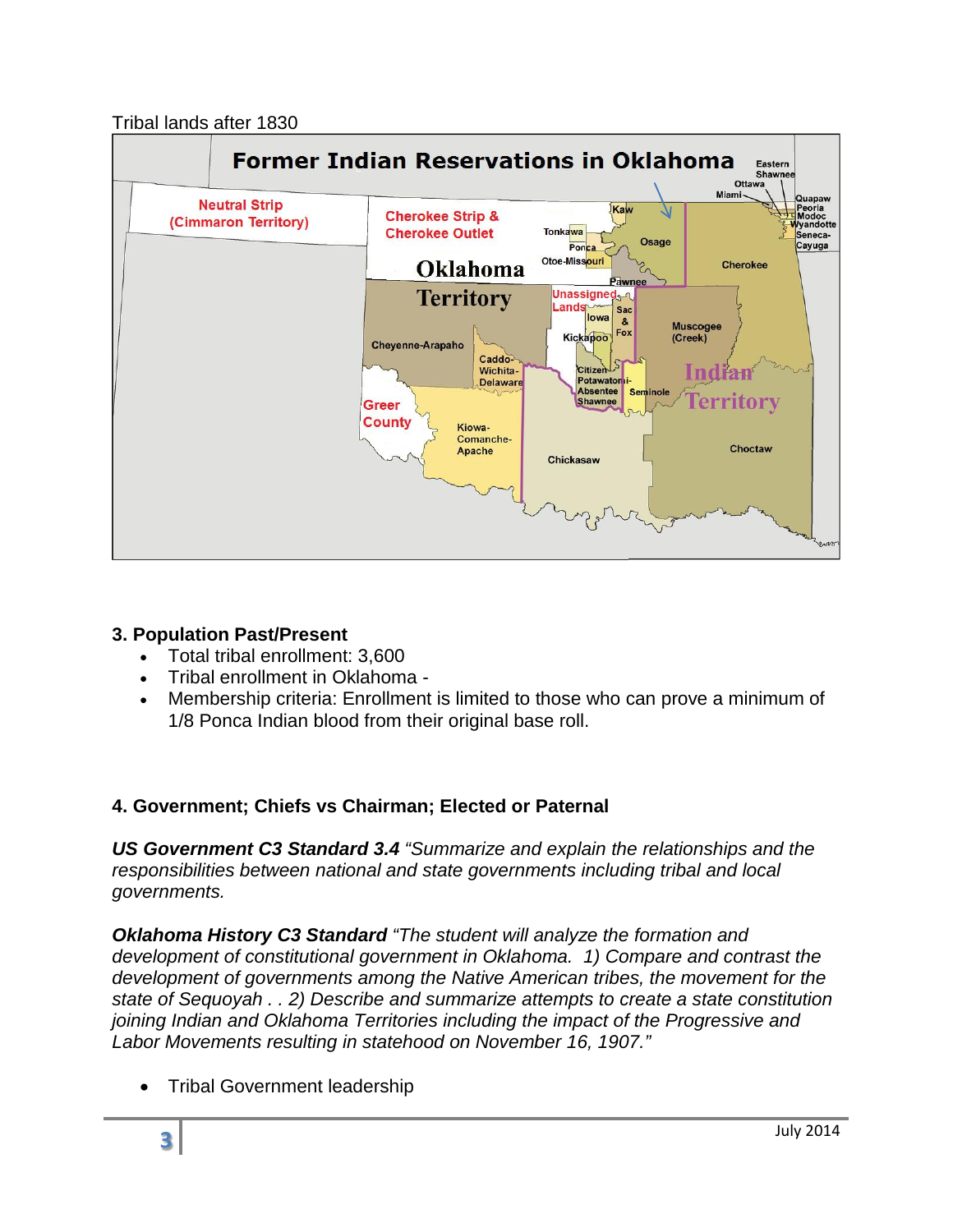Tribal lands after 1830

### 3. Population Past/Present

- Total tribal enrollment: 3,600
- Tribal enrollment in Oklahoma -
- Membership criteria: Enrollment is limited to those who can prove a minimum of 1/8 Ponca Indian blood from their original base roll.

### 4. Government; Chiefs vs Chairman; Elected or Paternal

***US Government C3 Standard 3.4*** *"Summarize and explain the relationships and the responsibilities between national and state governments including tribal and local governments.*

***Oklahoma History C3 Standard*** *"The student will analyze the formation and development of constitutional government in Oklahoma. 1) Compare and contrast the development of governments among the Native American tribes, the movement for the state of Sequoyah . . 2) Describe and summarize attempts to create a state constitution joining Indian and Oklahoma Territories including the impact of the Progressive and Labor Movements resulting in statehood on November 16, 1907."*

- Tribal Government leadership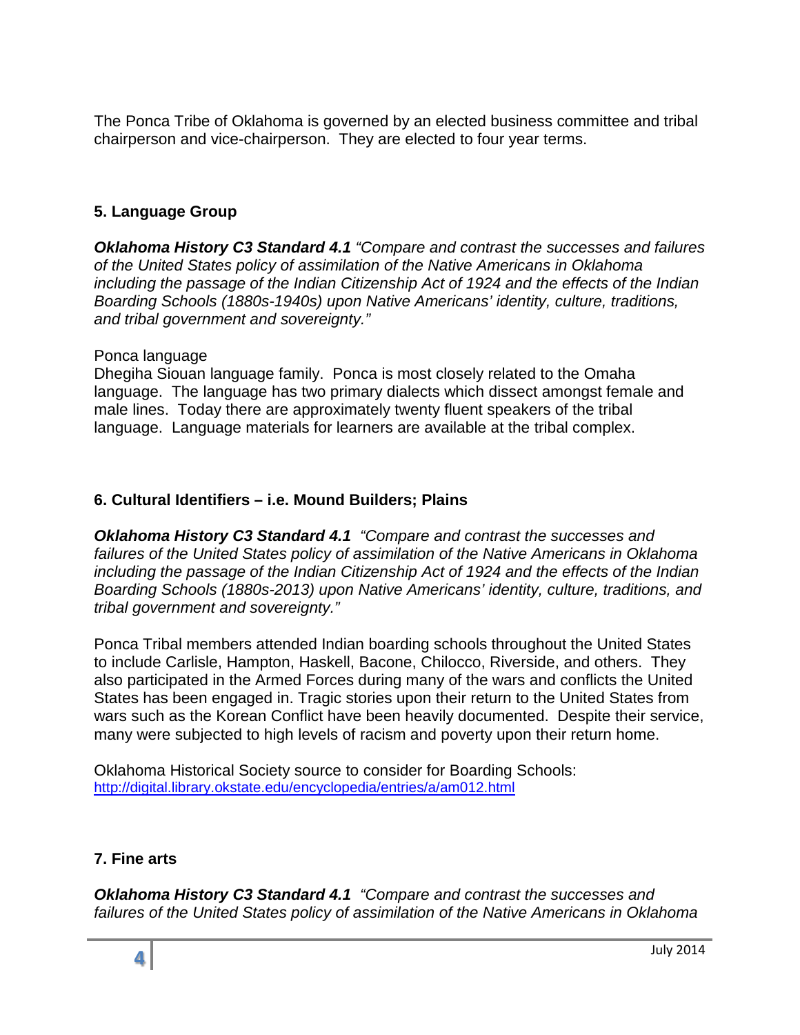The Ponca Tribe of Oklahoma is governed by an elected business committee and tribal chairperson and vice-chairperson. They are elected to four year terms.

## 5. Language Group

***Oklahoma History C3 Standard 4.1*** *"Compare and contrast the successes and failures of the United States policy of assimilation of the Native Americans in Oklahoma including the passage of the Indian Citizenship Act of 1924 and the effects of the Indian Boarding Schools (1880s-1940s) upon Native Americans' identity, culture, traditions, and tribal government and sovereignty."*

Ponca language
Dhegiha Siouan language family. Ponca is most closely related to the Omaha language. The language has two primary dialects which dissect amongst female and male lines. Today there are approximately twenty fluent speakers of the tribal language. Language materials for learners are available at the tribal complex.

## 6. Cultural Identifiers – i.e. Mound Builders; Plains

***Oklahoma History C3 Standard 4.1*** *"Compare and contrast the successes and failures of the United States policy of assimilation of the Native Americans in Oklahoma including the passage of the Indian Citizenship Act of 1924 and the effects of the Indian Boarding Schools (1880s-2013) upon Native Americans' identity, culture, traditions, and tribal government and sovereignty."*

Ponca Tribal members attended Indian boarding schools throughout the United States to include Carlisle, Hampton, Haskell, Bacone, Chilocco, Riverside, and others. They also participated in the Armed Forces during many of the wars and conflicts the United States has been engaged in. Tragic stories upon their return to the United States from wars such as the Korean Conflict have been heavily documented. Despite their service, many were subjected to high levels of racism and poverty upon their return home.

Oklahoma Historical Society source to consider for Boarding Schools:
http://digital.library.okstate.edu/encyclopedia/entries/a/am012.html

## 7. Fine arts

***Oklahoma History C3 Standard 4.1*** *"Compare and contrast the successes and failures of the United States policy of assimilation of the Native Americans in Oklahoma*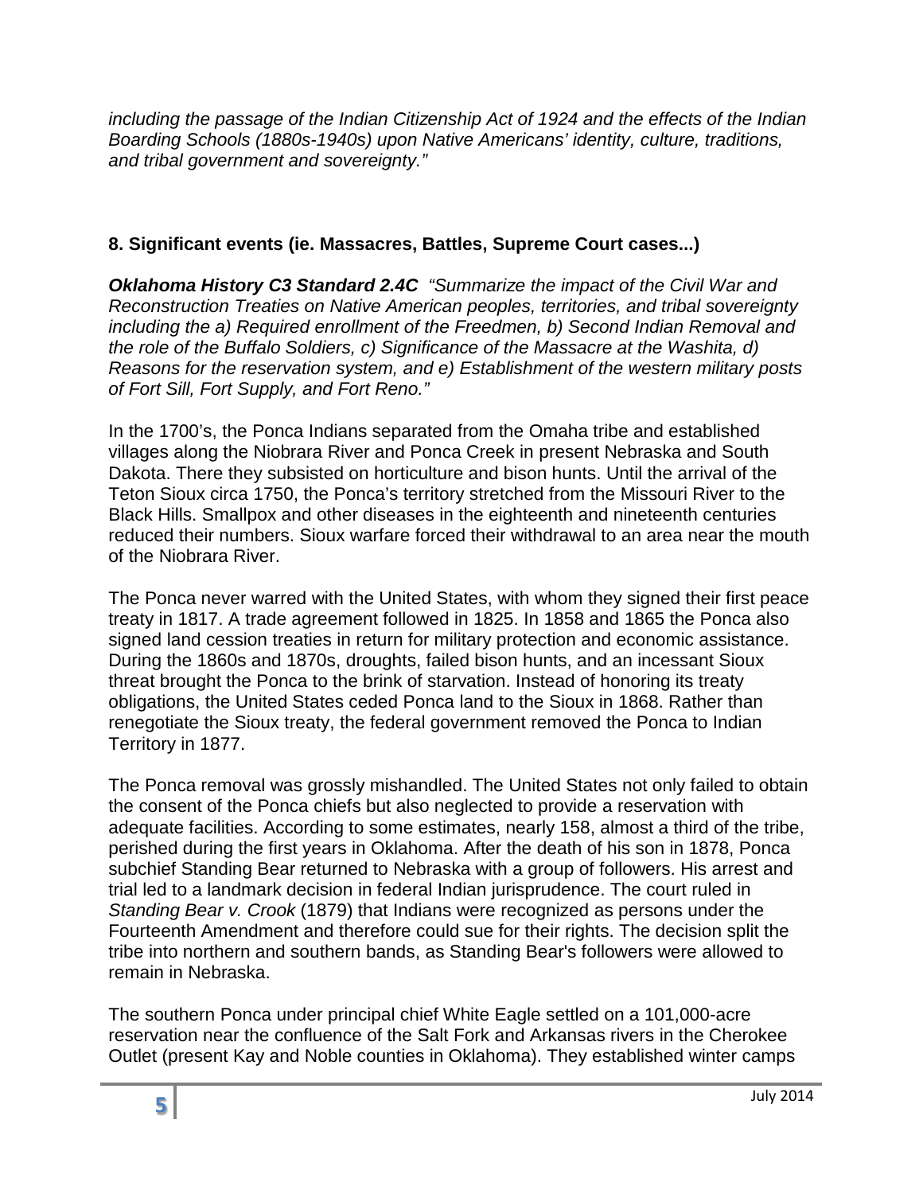*including the passage of the Indian Citizenship Act of 1924 and the effects of the Indian Boarding Schools (1880s-1940s) upon Native Americans' identity, culture, traditions, and tribal government and sovereignty."*

### 8. Significant events (ie. Massacres, Battles, Supreme Court cases...)

***Oklahoma History C3 Standard 2.4C*** *"Summarize the impact of the Civil War and Reconstruction Treaties on Native American peoples, territories, and tribal sovereignty including the a) Required enrollment of the Freedmen, b) Second Indian Removal and the role of the Buffalo Soldiers, c) Significance of the Massacre at the Washita, d) Reasons for the reservation system, and e) Establishment of the western military posts of Fort Sill, Fort Supply, and Fort Reno."*

In the 1700's, the Ponca Indians separated from the Omaha tribe and established villages along the Niobrara River and Ponca Creek in present Nebraska and South Dakota. There they subsisted on horticulture and bison hunts. Until the arrival of the Teton Sioux circa 1750, the Ponca's territory stretched from the Missouri River to the Black Hills. Smallpox and other diseases in the eighteenth and nineteenth centuries reduced their numbers. Sioux warfare forced their withdrawal to an area near the mouth of the Niobrara River.

The Ponca never warred with the United States, with whom they signed their first peace treaty in 1817. A trade agreement followed in 1825. In 1858 and 1865 the Ponca also signed land cession treaties in return for military protection and economic assistance. During the 1860s and 1870s, droughts, failed bison hunts, and an incessant Sioux threat brought the Ponca to the brink of starvation. Instead of honoring its treaty obligations, the United States ceded Ponca land to the Sioux in 1868. Rather than renegotiate the Sioux treaty, the federal government removed the Ponca to Indian Territory in 1877.

The Ponca removal was grossly mishandled. The United States not only failed to obtain the consent of the Ponca chiefs but also neglected to provide a reservation with adequate facilities. According to some estimates, nearly 158, almost a third of the tribe, perished during the first years in Oklahoma. After the death of his son in 1878, Ponca subchief Standing Bear returned to Nebraska with a group of followers. His arrest and trial led to a landmark decision in federal Indian jurisprudence. The court ruled in *Standing Bear v. Crook* (1879) that Indians were recognized as persons under the Fourteenth Amendment and therefore could sue for their rights. The decision split the tribe into northern and southern bands, as Standing Bear's followers were allowed to remain in Nebraska.

The southern Ponca under principal chief White Eagle settled on a 101,000-acre reservation near the confluence of the Salt Fork and Arkansas rivers in the Cherokee Outlet (present Kay and Noble counties in Oklahoma). They established winter camps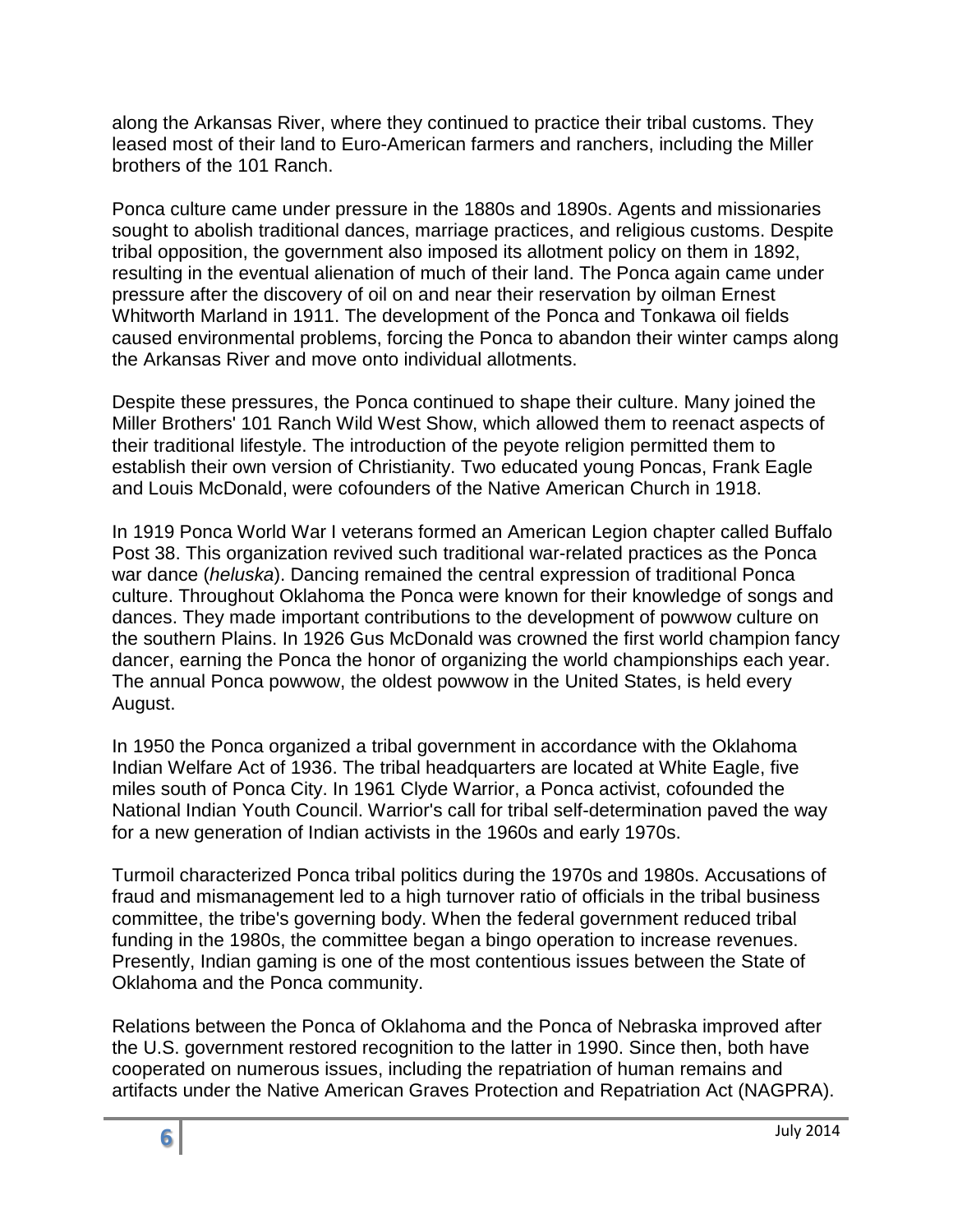along the Arkansas River, where they continued to practice their tribal customs. They leased most of their land to Euro-American farmers and ranchers, including the Miller brothers of the 101 Ranch.

Ponca culture came under pressure in the 1880s and 1890s. Agents and missionaries sought to abolish traditional dances, marriage practices, and religious customs. Despite tribal opposition, the government also imposed its allotment policy on them in 1892, resulting in the eventual alienation of much of their land. The Ponca again came under pressure after the discovery of oil on and near their reservation by oilman Ernest Whitworth Marland in 1911. The development of the Ponca and Tonkawa oil fields caused environmental problems, forcing the Ponca to abandon their winter camps along the Arkansas River and move onto individual allotments.

Despite these pressures, the Ponca continued to shape their culture. Many joined the Miller Brothers' 101 Ranch Wild West Show, which allowed them to reenact aspects of their traditional lifestyle. The introduction of the peyote religion permitted them to establish their own version of Christianity. Two educated young Poncas, Frank Eagle and Louis McDonald, were cofounders of the Native American Church in 1918.

In 1919 Ponca World War I veterans formed an American Legion chapter called Buffalo Post 38. This organization revived such traditional war-related practices as the Ponca war dance (*heluska*). Dancing remained the central expression of traditional Ponca culture. Throughout Oklahoma the Ponca were known for their knowledge of songs and dances. They made important contributions to the development of powwow culture on the southern Plains. In 1926 Gus McDonald was crowned the first world champion fancy dancer, earning the Ponca the honor of organizing the world championships each year. The annual Ponca powwow, the oldest powwow in the United States, is held every August.

In 1950 the Ponca organized a tribal government in accordance with the Oklahoma Indian Welfare Act of 1936. The tribal headquarters are located at White Eagle, five miles south of Ponca City. In 1961 Clyde Warrior, a Ponca activist, cofounded the National Indian Youth Council. Warrior's call for tribal self-determination paved the way for a new generation of Indian activists in the 1960s and early 1970s.

Turmoil characterized Ponca tribal politics during the 1970s and 1980s. Accusations of fraud and mismanagement led to a high turnover ratio of officials in the tribal business committee, the tribe's governing body. When the federal government reduced tribal funding in the 1980s, the committee began a bingo operation to increase revenues. Presently, Indian gaming is one of the most contentious issues between the State of Oklahoma and the Ponca community.

Relations between the Ponca of Oklahoma and the Ponca of Nebraska improved after the U.S. government restored recognition to the latter in 1990. Since then, both have cooperated on numerous issues, including the repatriation of human remains and artifacts under the Native American Graves Protection and Repatriation Act (NAGPRA).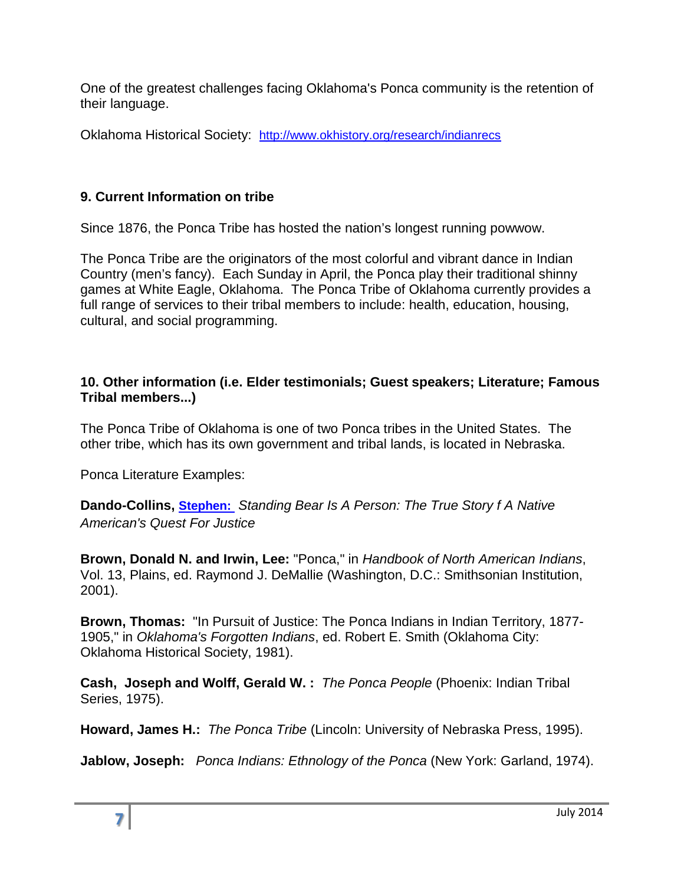One of the greatest challenges facing Oklahoma's Ponca community is the retention of their language.

Oklahoma Historical Society: [http://www.okhistory.org/research/indianrecs](http://www.okhistory.org/research/indianrecs)

### 9. Current Information on tribe

Since 1876, the Ponca Tribe has hosted the nation's longest running powwow.

The Ponca Tribe are the originators of the most colorful and vibrant dance in Indian Country (men's fancy). Each Sunday in April, the Ponca play their traditional shinny games at White Eagle, Oklahoma. The Ponca Tribe of Oklahoma currently provides a full range of services to their tribal members to include: health, education, housing, cultural, and social programming.

### 10. Other information (i.e. Elder testimonials; Guest speakers; Literature; Famous Tribal members...)

The Ponca Tribe of Oklahoma is one of two Ponca tribes in the United States. The other tribe, which has its own government and tribal lands, is located in Nebraska.

Ponca Literature Examples:

**Dando-Collins, Stephen:** *Standing Bear Is A Person: The True Story f A Native American's Quest For Justice*

**Brown, Donald N. and Irwin, Lee:** "Ponca," in *Handbook of North American Indians*, Vol. 13, Plains, ed. Raymond J. DeMallie (Washington, D.C.: Smithsonian Institution, 2001).

**Brown, Thomas:** "In Pursuit of Justice: The Ponca Indians in Indian Territory, 1877-1905," in *Oklahoma's Forgotten Indians*, ed. Robert E. Smith (Oklahoma City: Oklahoma Historical Society, 1981).

**Cash, Joseph and Wolff, Gerald W. :** *The Ponca People* (Phoenix: Indian Tribal Series, 1975).

**Howard, James H.:** *The Ponca Tribe* (Lincoln: University of Nebraska Press, 1995).

**Jablow, Joseph:** *Ponca Indians: Ethnology of the Ponca* (New York: Garland, 1974).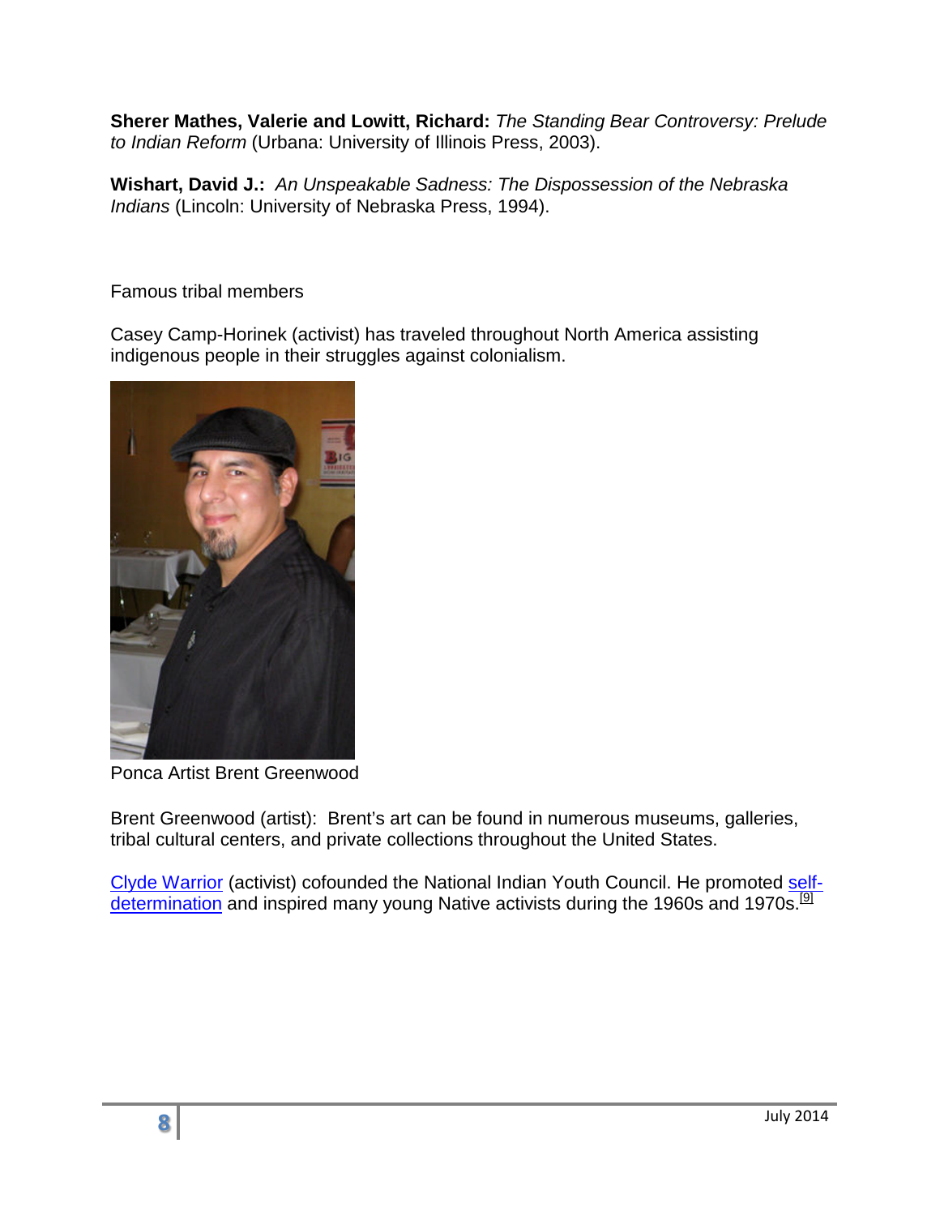**Sherer Mathes, Valerie and Lowitt, Richard:** *The Standing Bear Controversy: Prelude to Indian Reform* (Urbana: University of Illinois Press, 2003).

**Wishart, David J.:** *An Unspeakable Sadness: The Dispossession of the Nebraska Indians* (Lincoln: University of Nebraska Press, 1994).

Famous tribal members

Casey Camp-Horinek (activist) has traveled throughout North America assisting indigenous people in their struggles against colonialism.

Ponca Artist Brent Greenwood

Brent Greenwood (artist): Brent's art can be found in numerous museums, galleries, tribal cultural centers, and private collections throughout the United States.

Clyde Warrior (activist) cofounded the National Indian Youth Council. He promoted self-determination and inspired many young Native activists during the 1960s and 1970s.[9]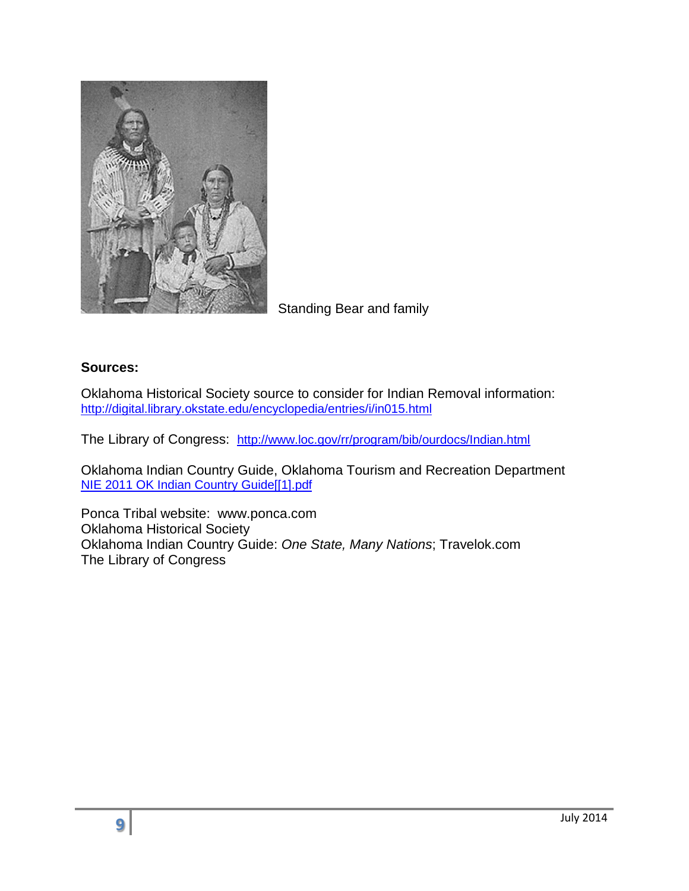Standing Bear and family

**Sources:**

Oklahoma Historical Society source to consider for Indian Removal information:
http://digital.library.okstate.edu/encyclopedia/entries/i/in015.html

The Library of Congress: http://www.loc.gov/rr/program/bib/ourdocs/Indian.html

Oklahoma Indian Country Guide, Oklahoma Tourism and Recreation Department
NIE 2011 OK Indian Country Guide[[1].pdf

Ponca Tribal website: www.ponca.com
Oklahoma Historical Society
Oklahoma Indian Country Guide: *One State, Many Nations*; Travelok.com
The Library of Congress